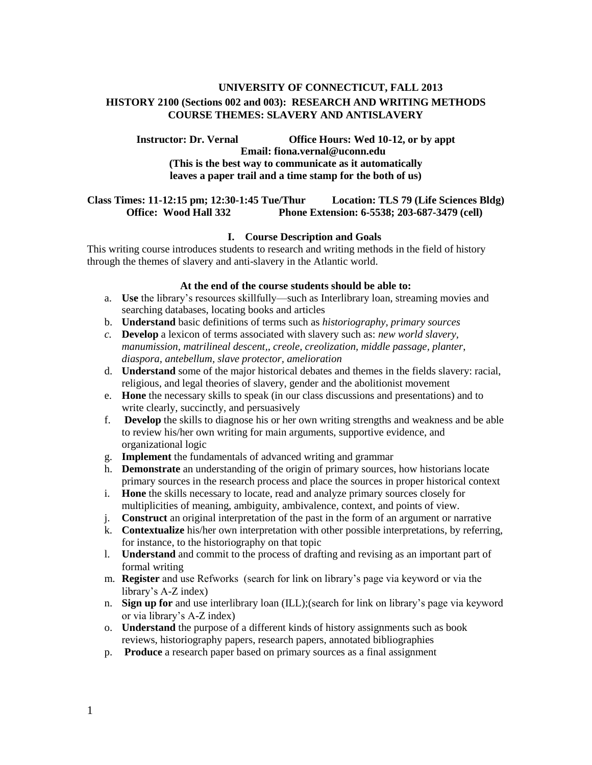# UNIVERSITY OF CONNECTICUT, FALL 2013

## HISTORY 2100 (Sections 002 and 003): RESEARCH AND WRITING METHODS
## COURSE THEMES: SLAVERY AND ANTISLAVERY

**Instructor: Dr. Vernal** **Office Hours: Wed 10-12, or by appt**
**Email: fiona.vernal@uconn.edu**
**(This is the best way to communicate as it automatically leaves a paper trail and a time stamp for the both of us)**

**Class Times: 11-12:15 pm; 12:30-1:45 Tue/Thur** **Location: TLS 79 (Life Sciences Bldg)**
**Office: Wood Hall 332** **Phone Extension: 6-5538; 203-687-3479 (cell)**

### I. Course Description and Goals

This writing course introduces students to research and writing methods in the field of history through the themes of slavery and anti-slavery in the Atlantic world.

**At the end of the course students should be able to:**

a. **Use** the library's resources skillfully—such as Interlibrary loan, streaming movies and searching databases, locating books and articles
b. **Understand** basic definitions of terms such as *historiography, primary sources*
c. **Develop** a lexicon of terms associated with slavery such as: *new world slavery, manumission, matrilineal descent,, creole, creolization, middle passage, planter, diaspora, antebellum, slave protector, amelioration*
d. **Understand** some of the major historical debates and themes in the fields slavery: racial, religious, and legal theories of slavery, gender and the abolitionist movement
e. **Hone** the necessary skills to speak (in our class discussions and presentations) and to write clearly, succinctly, and persuasively
f. **Develop** the skills to diagnose his or her own writing strengths and weakness and be able to review his/her own writing for main arguments, supportive evidence, and organizational logic
g. **Implement** the fundamentals of advanced writing and grammar
h. **Demonstrate** an understanding of the origin of primary sources, how historians locate primary sources in the research process and place the sources in proper historical context
i. **Hone** the skills necessary to locate, read and analyze primary sources closely for multiplicities of meaning, ambiguity, ambivalence, context, and points of view.
j. **Construct** an original interpretation of the past in the form of an argument or narrative
k. **Contextualize** his/her own interpretation with other possible interpretations, by referring, for instance, to the historiography on that topic
l. **Understand** and commit to the process of drafting and revising as an important part of formal writing
m. **Register** and use Refworks (search for link on library's page via keyword or via the library's A-Z index)
n. **Sign up for** and use interlibrary loan (ILL);(search for link on library's page via keyword or via library's A-Z index)
o. **Understand** the purpose of a different kinds of history assignments such as book reviews, historiography papers, research papers, annotated bibliographies
p. **Produce** a research paper based on primary sources as a final assignment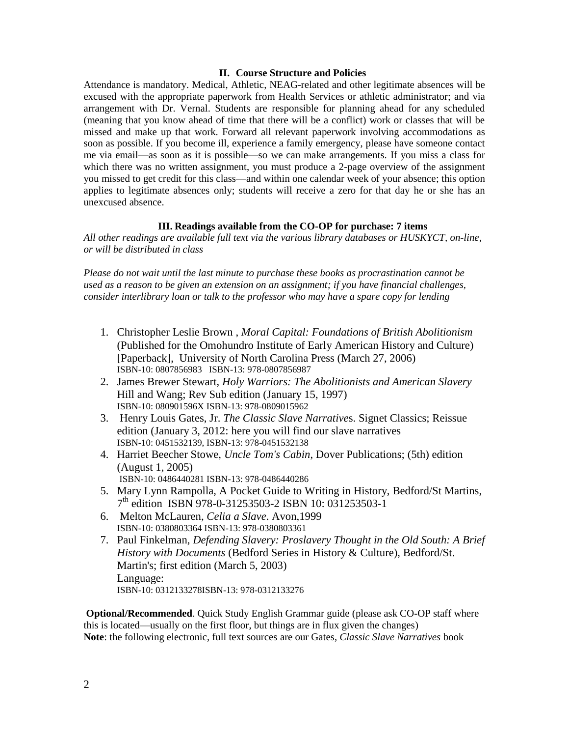## II. Course Structure and Policies

Attendance is mandatory. Medical, Athletic, NEAG-related and other legitimate absences will be excused with the appropriate paperwork from Health Services or athletic administrator; and via arrangement with Dr. Vernal. Students are responsible for planning ahead for any scheduled (meaning that you know ahead of time that there will be a conflict) work or classes that will be missed and make up that work. Forward all relevant paperwork involving accommodations as soon as possible. If you become ill, experience a family emergency, please have someone contact me via email—as soon as it is possible—so we can make arrangements. If you miss a class for which there was no written assignment, you must produce a 2-page overview of the assignment you missed to get credit for this class—and within one calendar week of your absence; this option applies to legitimate absences only; students will receive a zero for that day he or she has an unexcused absence.

## III. Readings available from the CO-OP for purchase: 7 items

*All other readings are available full text via the various library databases or HUSKYCT, on-line, or will be distributed in class*

*Please do not wait until the last minute to purchase these books as procrastination cannot be used as a reason to be given an extension on an assignment; if you have financial challenges, consider interlibrary loan or talk to the professor who may have a spare copy for lending*

1. Christopher Leslie Brown , *Moral Capital: Foundations of British Abolitionism* (Published for the Omohundro Institute of Early American History and Culture) [Paperback], University of North Carolina Press (March 27, 2006)
   ISBN-10: 0807856983 ISBN-13: 978-0807856987
2. James Brewer Stewart, *Holy Warriors: The Abolitionists and American Slavery* Hill and Wang; Rev Sub edition (January 15, 1997)
   ISBN-10: 080901596X ISBN-13: 978-0809015962
3. Henry Louis Gates, Jr. *The Classic Slave Narratives*. Signet Classics; Reissue edition (January 3, 2012: here you will find our slave narratives
   ISBN-10: 0451532139, ISBN-13: 978-0451532138
4. Harriet Beecher Stowe, *Uncle Tom's Cabin*, Dover Publications; (5th) edition (August 1, 2005)
   ISBN-10: 0486440281 ISBN-13: 978-0486440286
5. Mary Lynn Rampolla, A Pocket Guide to Writing in History, Bedford/St Martins, 7th edition ISBN 978-0-31253503-2 ISBN 10: 031253503-1
6. Melton McLauren, *Celia a Slave*. Avon,1999
   ISBN-10: 0380803364 ISBN-13: 978-0380803361
7. Paul Finkelman, *Defending Slavery: Proslavery Thought in the Old South: A Brief History with Documents* (Bedford Series in History & Culture), Bedford/St. Martin's; first edition (March 5, 2003)
   Language:
   ISBN-10: 0312133278ISBN-13: 978-0312133276

**Optional/Recommended**. Quick Study English Grammar guide (please ask CO-OP staff where this is located—usually on the first floor, but things are in flux given the changes)
**Note**: the following electronic, full text sources are our Gates, *Classic Slave Narratives* book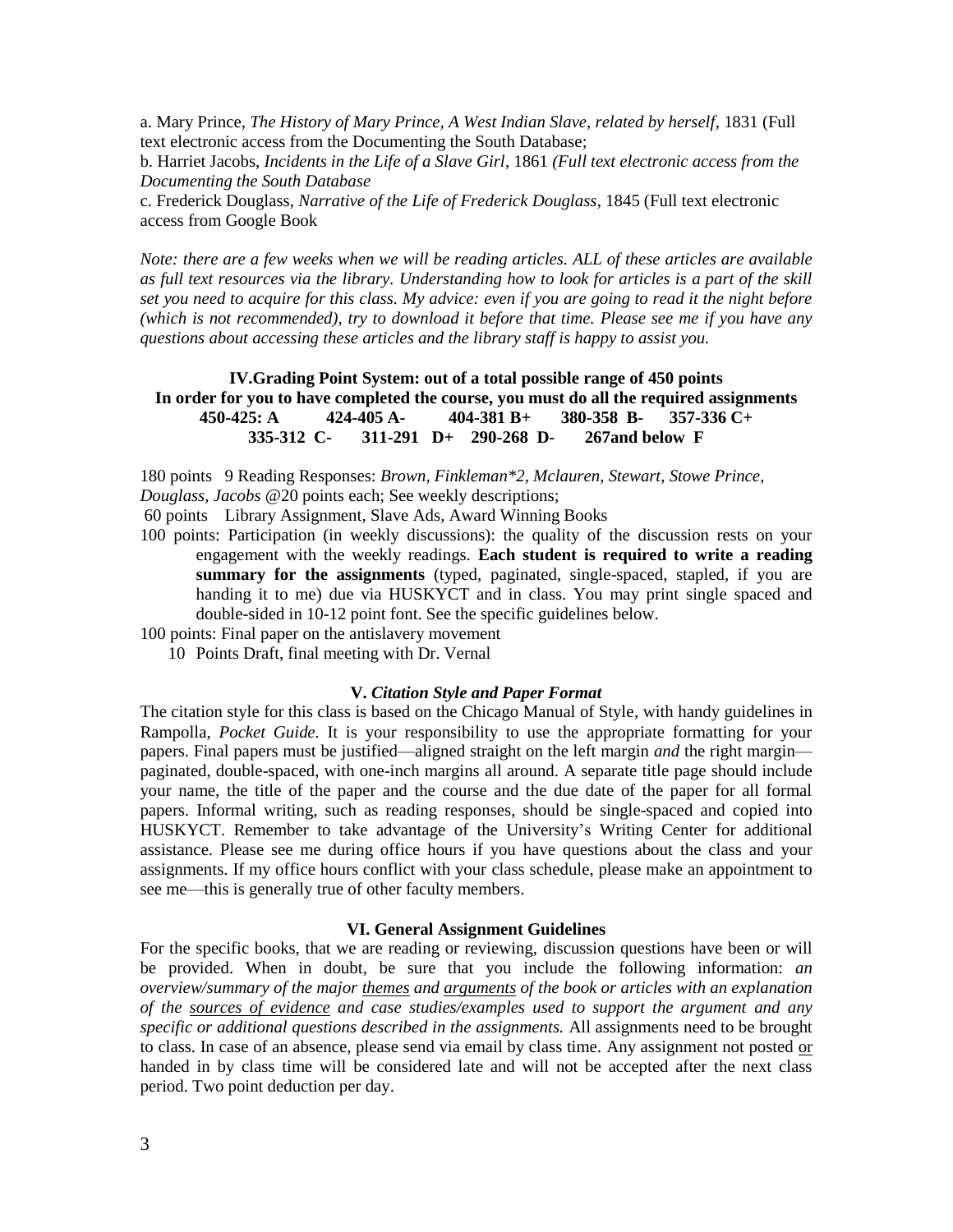a. Mary Prince, *The History of Mary Prince, A West Indian Slave, related by herself*, 1831 (Full text electronic access from the Documenting the South Database;

b. Harriet Jacobs, *Incidents in the Life of a Slave Girl*, 1861 *(Full text electronic access from the Documenting the South Database*

c. Frederick Douglass, *Narrative of the Life of Frederick Douglass*, 1845 (Full text electronic access from Google Book

*Note: there are a few weeks when we will be reading articles. ALL of these articles are available as full text resources via the library. Understanding how to look for articles is a part of the skill set you need to acquire for this class. My advice: even if you are going to read it the night before (which is not recommended), try to download it before that time. Please see me if you have any questions about accessing these articles and the library staff is happy to assist you.*

## IV.Grading Point System: out of a total possible range of 450 points

**In order for you to have completed the course, you must do all the required assignments**

**450-425: A  424-405 A-  404-381 B+  380-358 B-  357-336 C+**
**335-312 C-  311-291 D+  290-268 D-  267and below F**

180 points 9 Reading Responses: *Brown, Finkleman\*2, Mclauren, Stewart, Stowe Prince, Douglass, Jacobs* @20 points each; See weekly descriptions;

60 points Library Assignment, Slave Ads, Award Winning Books

100 points: Participation (in weekly discussions): the quality of the discussion rests on your engagement with the weekly readings. **Each student is required to write a reading summary for the assignments** (typed, paginated, single-spaced, stapled, if you are handing it to me) due via HUSKYCT and in class. You may print single spaced and double-sided in 10-12 point font. See the specific guidelines below.

100 points: Final paper on the antislavery movement

10 Points Draft, final meeting with Dr. Vernal

## V. *Citation Style and Paper Format*

The citation style for this class is based on the Chicago Manual of Style, with handy guidelines in Rampolla, *Pocket Guide.* It is your responsibility to use the appropriate formatting for your papers. Final papers must be justified—aligned straight on the left margin *and* the right margin—paginated, double-spaced, with one-inch margins all around. A separate title page should include your name, the title of the paper and the course and the due date of the paper for all formal papers. Informal writing, such as reading responses, should be single-spaced and copied into HUSKYCT. Remember to take advantage of the University's Writing Center for additional assistance. Please see me during office hours if you have questions about the class and your assignments. If my office hours conflict with your class schedule, please make an appointment to see me—this is generally true of other faculty members.

## VI. General Assignment Guidelines

For the specific books, that we are reading or reviewing, discussion questions have been or will be provided. When in doubt, be sure that you include the following information: *an overview/summary of the major themes and arguments of the book or articles with an explanation of the sources of evidence and case studies/examples used to support the argument and any specific or additional questions described in the assignments.* All assignments need to be brought to class. In case of an absence, please send via email by class time. Any assignment not posted or handed in by class time will be considered late and will not be accepted after the next class period. Two point deduction per day.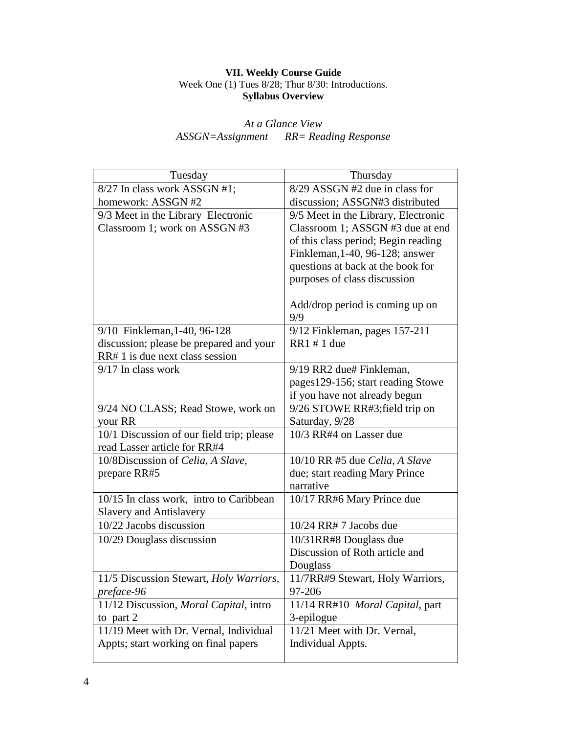**VII. Weekly Course Guide**

Week One (1) Tues 8/28; Thur 8/30: Introductions.

**Syllabus Overview**

*At a Glance View*

*ASSGN=Assignment RR= Reading Response*

| Tuesday | Thursday |
|---|---|
| 8/27 In class work ASSGN #1; homework: ASSGN #2 | 8/29 ASSGN #2 due in class for discussion; ASSGN#3 distributed |
| 9/3 Meet in the Library Electronic Classroom 1; work on ASSGN #3 | 9/5 Meet in the Library, Electronic Classroom 1; ASSGN #3 due at end of this class period; Begin reading Finkleman,1-40, 96-128; answer questions at back at the book for purposes of class discussion<br><br>Add/drop period is coming up on 9/9 |
| 9/10 Finkleman,1-40, 96-128 discussion; please be prepared and your RR# 1 is due next class session | 9/12 Finkleman, pages 157-211 RR1 # 1 due |
| 9/17 In class work | 9/19 RR2 due# Finkleman, pages129-156; start reading Stowe if you have not already begun |
| 9/24 NO CLASS; Read Stowe, work on your RR | 9/26 STOWE RR#3;field trip on Saturday, 9/28 |
| 10/1 Discussion of our field trip; please read Lasser article for RR#4 | 10/3 RR#4 on Lasser due |
| 10/8Discussion of *Celia, A Slave,* prepare RR#5 | 10/10 RR #5 due *Celia, A Slave* due; start reading Mary Prince narrative |
| 10/15 In class work, intro to Caribbean Slavery and Antislavery | 10/17 RR#6 Mary Prince due |
| 10/22 Jacobs discussion | 10/24 RR# 7 Jacobs due |
| 10/29 Douglass discussion | 10/31RR#8 Douglass due Discussion of Roth article and Douglass |
| 11/5 Discussion Stewart, *Holy Warriors, preface-96* | 11/7RR#9 Stewart, Holy Warriors, 97-206 |
| 11/12 Discussion, *Moral Capital*, intro to part 2 | 11/14 RR#10 *Moral Capital*, part 3-epilogue |
| 11/19 Meet with Dr. Vernal, Individual Appts; start working on final papers | 11/21 Meet with Dr. Vernal, Individual Appts. |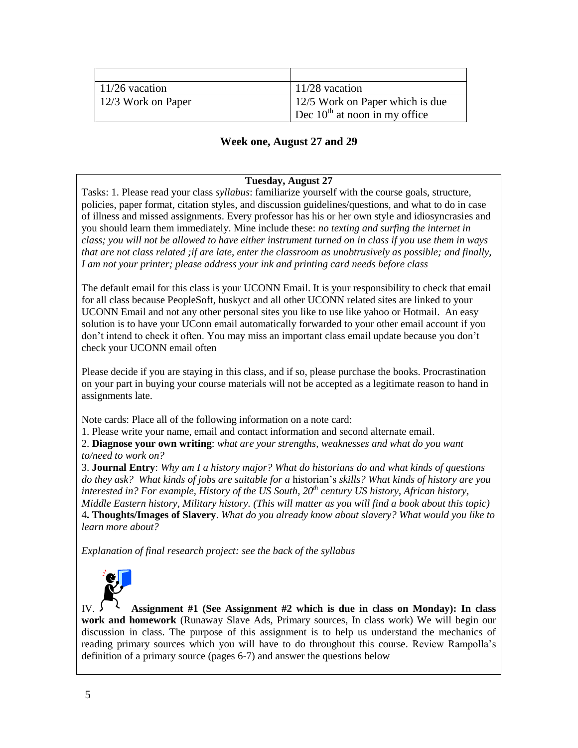| | |
|---|---|
| 11/26 vacation | 11/28 vacation |
| 12/3 Work on Paper | 12/5 Work on Paper which is due Dec 10th at noon in my office |

## Week one, August 27 and 29

### Tuesday, August 27

Tasks: 1. Please read your class *syllabus*: familiarize yourself with the course goals, structure, policies, paper format, citation styles, and discussion guidelines/questions, and what to do in case of illness and missed assignments. Every professor has his or her own style and idiosyncrasies and you should learn them immediately. Mine include these: *no texting and surfing the internet in class; you will not be allowed to have either instrument turned on in class if you use them in ways that are not class related ;if are late, enter the classroom as unobtrusively as possible; and finally, I am not your printer; please address your ink and printing card needs before class*

The default email for this class is your UCONN Email. It is your responsibility to check that email for all class because PeopleSoft, huskyct and all other UCONN related sites are linked to your UCONN Email and not any other personal sites you like to use like yahoo or Hotmail. An easy solution is to have your UConn email automatically forwarded to your other email account if you don't intend to check it often. You may miss an important class email update because you don't check your UCONN email often

Please decide if you are staying in this class, and if so, please purchase the books. Procrastination on your part in buying your course materials will not be accepted as a legitimate reason to hand in assignments late.

Note cards: Place all of the following information on a note card:

1. Please write your name, email and contact information and second alternate email.
2. **Diagnose your own writing**: *what are your strengths, weaknesses and what do you want to/need to work on?*
3. **Journal Entry**: *Why am I a history major? What do historians do and what kinds of questions do they ask? What kinds of jobs are suitable for a* historian's *skills? What kinds of history are you interested in? For example, History of the US South, 20th century US history, African history, Middle Eastern history, Military history. (This will matter as you will find a book about this topic)*
4. **Thoughts/Images of Slavery**. *What do you already know about slavery? What would you like to learn more about?*

*Explanation of final research project: see the back of the syllabus*

IV. **Assignment #1 (See Assignment #2 which is due in class on Monday): In class work and homework** (Runaway Slave Ads, Primary sources, In class work) We will begin our discussion in class. The purpose of this assignment is to help us understand the mechanics of reading primary sources which you will have to do throughout this course. Review Rampolla's definition of a primary source (pages 6-7) and answer the questions below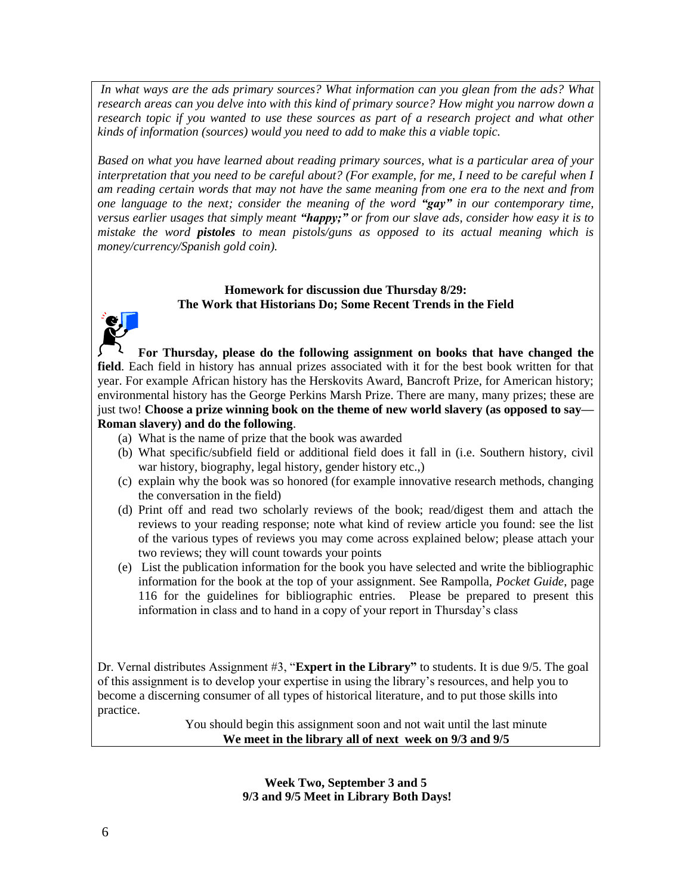*In what ways are the ads primary sources? What information can you glean from the ads? What research areas can you delve into with this kind of primary source? How might you narrow down a research topic if you wanted to use these sources as part of a research project and what other kinds of information (sources) would you need to add to make this a viable topic.*

*Based on what you have learned about reading primary sources, what is a particular area of your interpretation that you need to be careful about? (For example, for me, I need to be careful when I am reading certain words that may not have the same meaning from one era to the next and from one language to the next; consider the meaning of the word **"gay"** in our contemporary time, versus earlier usages that simply meant **"happy;"** or from our slave ads, consider how easy it is to mistake the word **pistoles** to mean pistols/guns as opposed to its actual meaning which is money/currency/Spanish gold coin).*

**Homework for discussion due Thursday 8/29:**
**The Work that Historians Do; Some Recent Trends in the Field**

**For Thursday, please do the following assignment on books that have changed the field**. Each field in history has annual prizes associated with it for the best book written for that year. For example African history has the Herskovits Award, Bancroft Prize, for American history; environmental history has the George Perkins Marsh Prize. There are many, many prizes; these are just two! **Choose a prize winning book on the theme of new world slavery (as opposed to say—Roman slavery) and do the following**.

(a) What is the name of prize that the book was awarded
(b) What specific/subfield field or additional field does it fall in (i.e. Southern history, civil war history, biography, legal history, gender history etc.,)
(c) explain why the book was so honored (for example innovative research methods, changing the conversation in the field)
(d) Print off and read two scholarly reviews of the book; read/digest them and attach the reviews to your reading response; note what kind of review article you found: see the list of the various types of reviews you may come across explained below; please attach your two reviews; they will count towards your points
(e) List the publication information for the book you have selected and write the bibliographic information for the book at the top of your assignment. See Rampolla, *Pocket Guide*, page 116 for the guidelines for bibliographic entries. Please be prepared to present this information in class and to hand in a copy of your report in Thursday's class

Dr. Vernal distributes Assignment #3, "**Expert in the Library"** to students. It is due 9/5. The goal of this assignment is to develop your expertise in using the library's resources, and help you to become a discerning consumer of all types of historical literature, and to put those skills into practice.

You should begin this assignment soon and not wait until the last minute
**We meet in the library all of next week on 9/3 and 9/5**

**Week Two, September 3 and 5**
**9/3 and 9/5 Meet in Library Both Days!**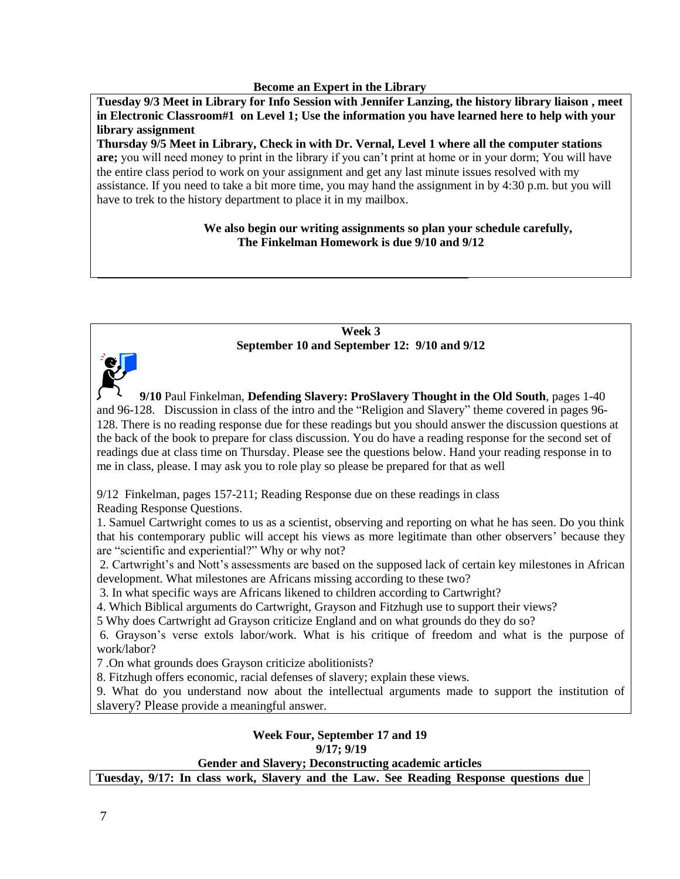**Become an Expert in the Library**

**Tuesday 9/3 Meet in Library for Info Session with Jennifer Lanzing, the history library liaison , meet in Electronic Classroom#1 on Level 1; Use the information you have learned here to help with your library assignment**

**Thursday 9/5 Meet in Library, Check in with Dr. Vernal, Level 1 where all the computer stations are;** you will need money to print in the library if you can't print at home or in your dorm; You will have the entire class period to work on your assignment and get any last minute issues resolved with my assistance. If you need to take a bit more time, you may hand the assignment in by 4:30 p.m. but you will have to trek to the history department to place it in my mailbox.

**We also begin our writing assignments so plan your schedule carefully, The Finkelman Homework is due 9/10 and 9/12**

**Week 3**
**September 10 and September 12: 9/10 and 9/12**

**9/10** Paul Finkelman, **Defending Slavery: ProSlavery Thought in the Old South**, pages 1-40 and 96-128. Discussion in class of the intro and the "Religion and Slavery" theme covered in pages 96-128. There is no reading response due for these readings but you should answer the discussion questions at the back of the book to prepare for class discussion. You do have a reading response for the second set of readings due at class time on Thursday. Please see the questions below. Hand your reading response in to me in class, please. I may ask you to role play so please be prepared for that as well

9/12 Finkelman, pages 157-211; Reading Response due on these readings in class

Reading Response Questions.

1. Samuel Cartwright comes to us as a scientist, observing and reporting on what he has seen. Do you think that his contemporary public will accept his views as more legitimate than other observers' because they are "scientific and experiential?" Why or why not?
2. Cartwright's and Nott's assessments are based on the supposed lack of certain key milestones in African development. What milestones are Africans missing according to these two?
3. In what specific ways are Africans likened to children according to Cartwright?
4. Which Biblical arguments do Cartwright, Grayson and Fitzhugh use to support their views?
5. Why does Cartwright ad Grayson criticize England and on what grounds do they do so?
6. Grayson's verse extols labor/work. What is his critique of freedom and what is the purpose of work/labor?
7. On what grounds does Grayson criticize abolitionists?
8. Fitzhugh offers economic, racial defenses of slavery; explain these views.
9. What do you understand now about the intellectual arguments made to support the institution of slavery? Please provide a meaningful answer.

**Week Four, September 17 and 19**
**9/17; 9/19**
**Gender and Slavery; Deconstructing academic articles**

**Tuesday, 9/17: In class work, Slavery and the Law. See Reading Response questions due**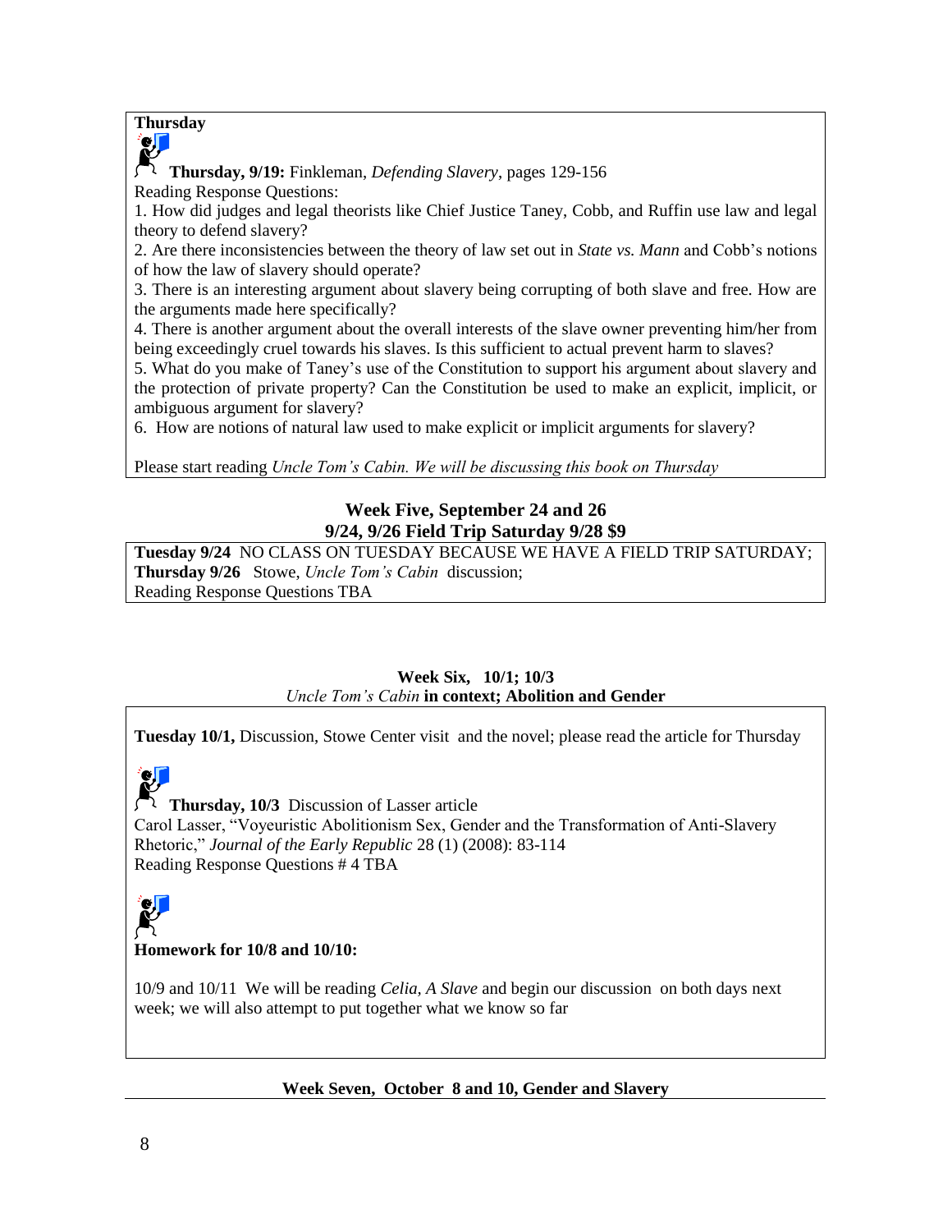**Thursday**

**Thursday, 9/19:** Finkleman, *Defending Slavery*, pages 129-156

Reading Response Questions:

1. How did judges and legal theorists like Chief Justice Taney, Cobb, and Ruffin use law and legal theory to defend slavery?
2. Are there inconsistencies between the theory of law set out in *State vs. Mann* and Cobb's notions of how the law of slavery should operate?
3. There is an interesting argument about slavery being corrupting of both slave and free. How are the arguments made here specifically?
4. There is another argument about the overall interests of the slave owner preventing him/her from being exceedingly cruel towards his slaves. Is this sufficient to actual prevent harm to slaves?
5. What do you make of Taney's use of the Constitution to support his argument about slavery and the protection of private property? Can the Constitution be used to make an explicit, implicit, or ambiguous argument for slavery?
6. How are notions of natural law used to make explicit or implicit arguments for slavery?

Please start reading *Uncle Tom's Cabin. We will be discussing this book on Thursday*

## Week Five, September 24 and 26
## 9/24, 9/26 Field Trip Saturday 9/28 $9

**Tuesday 9/24** NO CLASS ON TUESDAY BECAUSE WE HAVE A FIELD TRIP SATURDAY;
**Thursday 9/26** Stowe, *Uncle Tom's Cabin* discussion;
Reading Response Questions TBA

## Week Six, 10/1; 10/3
## *Uncle Tom's Cabin* in context; Abolition and Gender

**Tuesday 10/1,** Discussion, Stowe Center visit and the novel; please read the article for Thursday

**Thursday, 10/3** Discussion of Lasser article
Carol Lasser, "Voyeuristic Abolitionism Sex, Gender and the Transformation of Anti-Slavery Rhetoric," *Journal of the Early Republic* 28 (1) (2008): 83-114
Reading Response Questions # 4 TBA

**Homework for 10/8 and 10/10:**

10/9 and 10/11 We will be reading *Celia, A Slave* and begin our discussion on both days next week; we will also attempt to put together what we know so far

## Week Seven, October 8 and 10, Gender and Slavery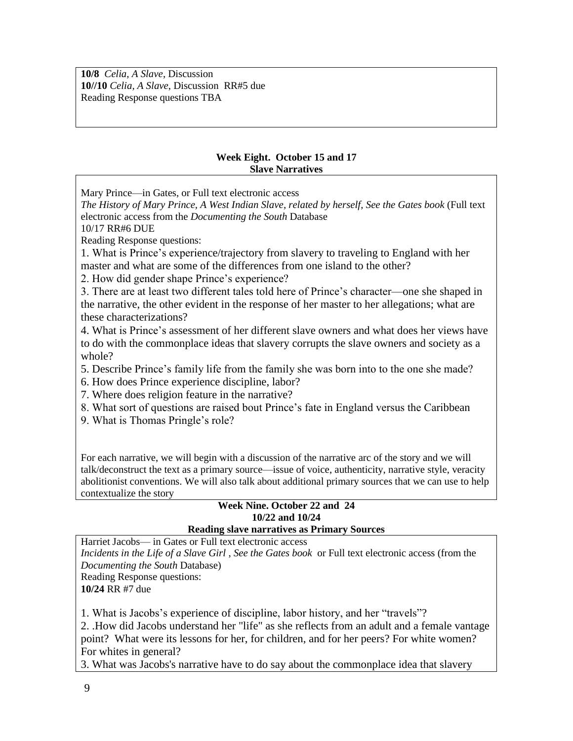**10/8** *Celia, A Slave*, Discussion
**10//10** *Celia, A Slave*, Discussion RR#5 due
Reading Response questions TBA

### Week Eight. October 15 and 17
### Slave Narratives

Mary Prince—in Gates, or Full text electronic access
*The History of Mary Prince, A West Indian Slave, related by herself, See the Gates book* (Full text electronic access from the *Documenting the South* Database
10/17 RR#6 DUE
Reading Response questions:

1. What is Prince's experience/trajectory from slavery to traveling to England with her master and what are some of the differences from one island to the other?
2. How did gender shape Prince's experience?
3. There are at least two different tales told here of Prince's character—one she shaped in the narrative, the other evident in the response of her master to her allegations; what are these characterizations?
4. What is Prince's assessment of her different slave owners and what does her views have to do with the commonplace ideas that slavery corrupts the slave owners and society as a whole?
5. Describe Prince's family life from the family she was born into to the one she made?
6. How does Prince experience discipline, labor?
7. Where does religion feature in the narrative?
8. What sort of questions are raised bout Prince's fate in England versus the Caribbean
9. What is Thomas Pringle's role?

For each narrative, we will begin with a discussion of the narrative arc of the story and we will talk/deconstruct the text as a primary source—issue of voice, authenticity, narrative style, veracity abolitionist conventions. We will also talk about additional primary sources that we can use to help contextualize the story

### Week Nine. October 22 and 24
### 10/22 and 10/24
### Reading slave narratives as Primary Sources

Harriet Jacobs— in Gates or Full text electronic access
*Incidents in the Life of a Slave Girl , See the Gates book* or Full text electronic access (from the *Documenting the South* Database)
Reading Response questions:
**10/24** RR #7 due

1. What is Jacobs's experience of discipline, labor history, and her "travels"?
2. .How did Jacobs understand her "life" as she reflects from an adult and a female vantage point? What were its lessons for her, for children, and for her peers? For white women? For whites in general?
3. What was Jacobs's narrative have to do say about the commonplace idea that slavery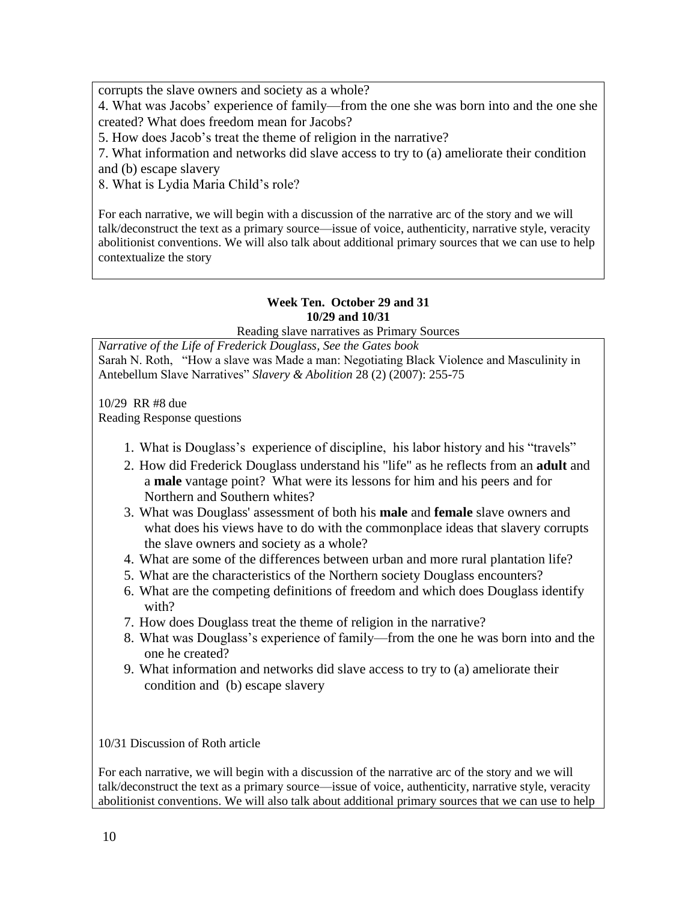corrupts the slave owners and society as a whole?

4. What was Jacobs' experience of family—from the one she was born into and the one she created? What does freedom mean for Jacobs?

5. How does Jacob's treat the theme of religion in the narrative?

7. What information and networks did slave access to try to (a) ameliorate their condition and (b) escape slavery

8. What is Lydia Maria Child's role?

For each narrative, we will begin with a discussion of the narrative arc of the story and we will talk/deconstruct the text as a primary source—issue of voice, authenticity, narrative style, veracity abolitionist conventions. We will also talk about additional primary sources that we can use to help contextualize the story

**Week Ten. October 29 and 31**
**10/29 and 10/31**

Reading slave narratives as Primary Sources

*Narrative of the Life of Frederick Douglass, See the Gates book*
Sarah N. Roth, "How a slave was Made a man: Negotiating Black Violence and Masculinity in Antebellum Slave Narratives" *Slavery & Abolition* 28 (2) (2007): 255-75

10/29 RR #8 due
Reading Response questions

1. What is Douglass's experience of discipline, his labor history and his "travels"
2. How did Frederick Douglass understand his "life" as he reflects from an **adult** and a **male** vantage point? What were its lessons for him and his peers and for Northern and Southern whites?
3. What was Douglass' assessment of both his **male** and **female** slave owners and what does his views have to do with the commonplace ideas that slavery corrupts the slave owners and society as a whole?
4. What are some of the differences between urban and more rural plantation life?
5. What are the characteristics of the Northern society Douglass encounters?
6. What are the competing definitions of freedom and which does Douglass identify with?
7. How does Douglass treat the theme of religion in the narrative?
8. What was Douglass's experience of family—from the one he was born into and the one he created?
9. What information and networks did slave access to try to (a) ameliorate their condition and (b) escape slavery

10/31 Discussion of Roth article

For each narrative, we will begin with a discussion of the narrative arc of the story and we will talk/deconstruct the text as a primary source—issue of voice, authenticity, narrative style, veracity abolitionist conventions. We will also talk about additional primary sources that we can use to help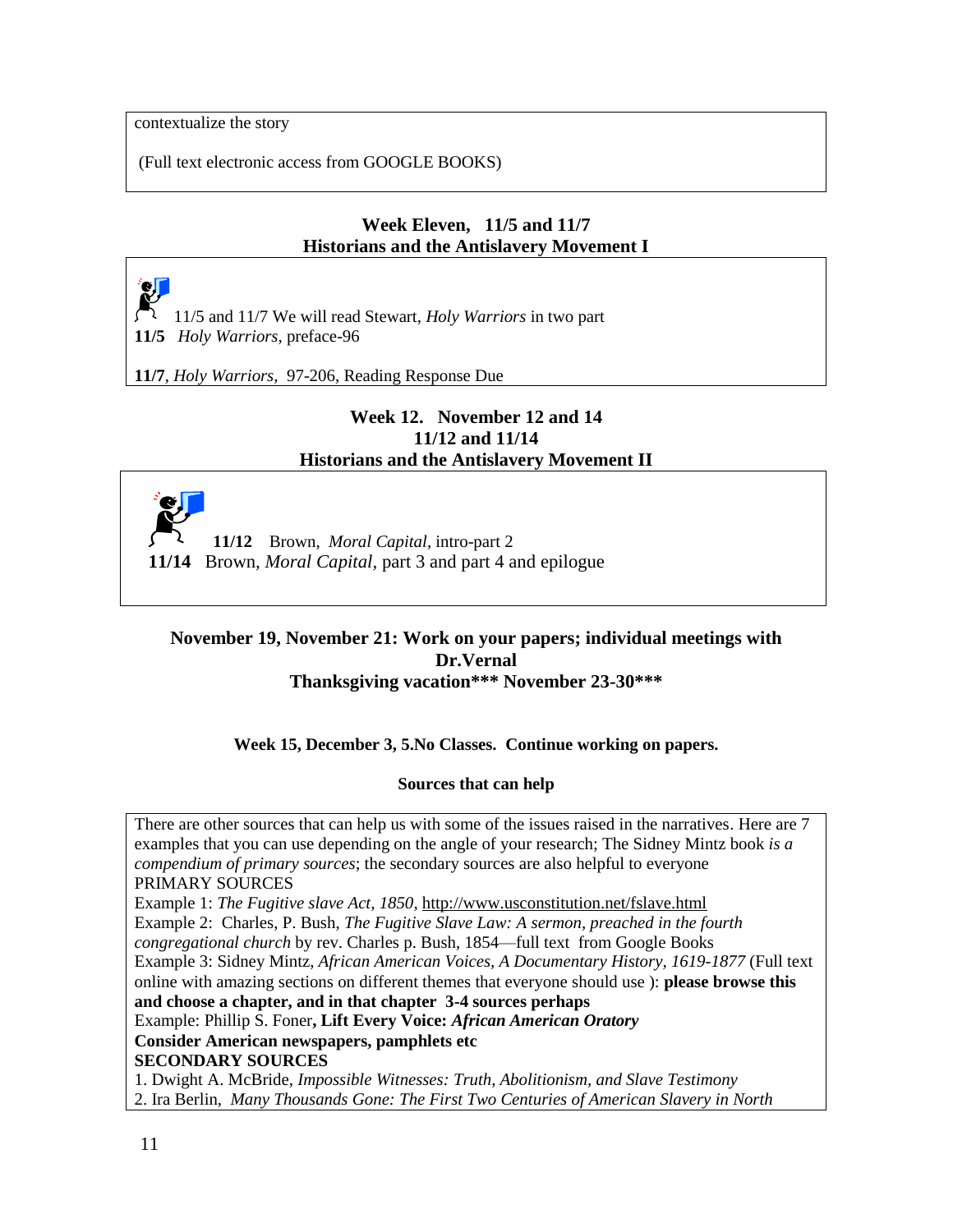contextualize the story

(Full text electronic access from GOOGLE BOOKS)

### Week Eleven, 11/5 and 11/7
### Historians and the Antislavery Movement I

11/5 and 11/7 We will read Stewart, *Holy Warriors* in two part
**11/5** *Holy Warriors*, preface-96

**11/7**, *Holy Warriors*, 97-206, Reading Response Due

### Week 12. November 12 and 14
### 11/12 and 11/14
### Historians and the Antislavery Movement II

**11/12** Brown, *Moral Capital*, intro-part 2
**11/14** Brown, *Moral Capital*, part 3 and part 4 and epilogue

### November 19, November 21: Work on your papers; individual meetings with Dr.Vernal
### Thanksgiving vacation*** November 23-30***

**Week 15, December 3, 5.No Classes. Continue working on papers.**

**Sources that can help**

There are other sources that can help us with some of the issues raised in the narratives. Here are 7 examples that you can use depending on the angle of your research; The Sidney Mintz book *is a compendium of primary sources*; the secondary sources are also helpful to everyone
PRIMARY SOURCES
Example 1: *The Fugitive slave Act, 1850*, http://www.usconstitution.net/fslave.html
Example 2: Charles, P. Bush, *The Fugitive Slave Law: A sermon, preached in the fourth congregational church* by rev. Charles p. Bush, 1854—full text from Google Books
Example 3: Sidney Mintz, *African American Voices, A Documentary History, 1619-1877* (Full text online with amazing sections on different themes that everyone should use ): **please browse this and choose a chapter, and in that chapter 3-4 sources perhaps**
Example: Phillip S. Foner**, Lift Every Voice:** ***African American Oratory***
**Consider American newspapers, pamphlets etc**
**SECONDARY SOURCES**
1. Dwight A. McBride, *Impossible Witnesses: Truth, Abolitionism, and Slave Testimony*
2. Ira Berlin, *Many Thousands Gone: The First Two Centuries of American Slavery in North*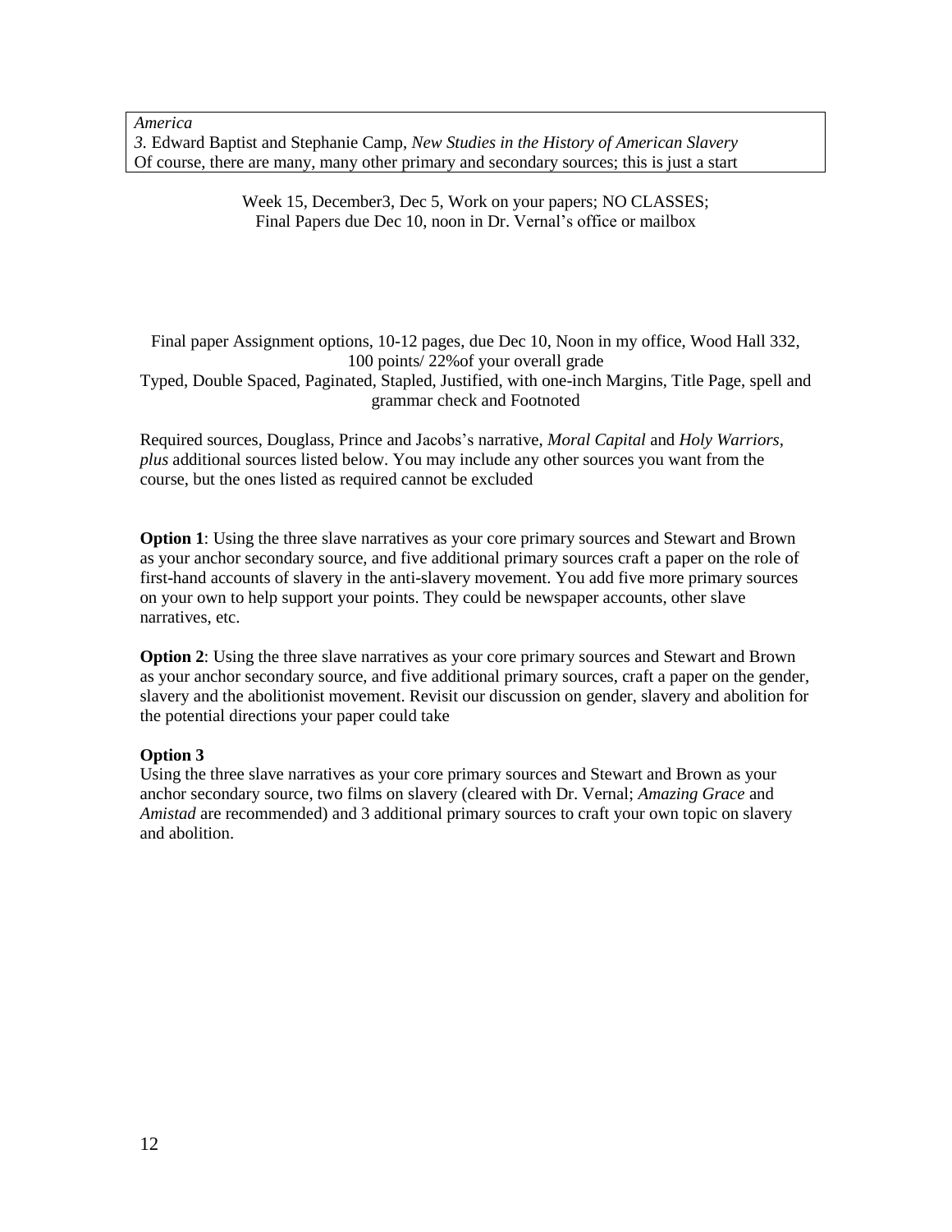*America*
*3.* Edward Baptist and Stephanie Camp, *New Studies in the History of American Slavery*
Of course, there are many, many other primary and secondary sources; this is just a start

Week 15, December3, Dec 5, Work on your papers; NO CLASSES;
Final Papers due Dec 10, noon in Dr. Vernal's office or mailbox

Final paper Assignment options, 10-12 pages, due Dec 10, Noon in my office, Wood Hall 332, 100 points/ 22%of your overall grade
Typed, Double Spaced, Paginated, Stapled, Justified, with one-inch Margins, Title Page, spell and grammar check and Footnoted

Required sources, Douglass, Prince and Jacobs's narrative, *Moral Capital* and *Holy Warriors*, *plus* additional sources listed below. You may include any other sources you want from the course, but the ones listed as required cannot be excluded

**Option 1**: Using the three slave narratives as your core primary sources and Stewart and Brown as your anchor secondary source, and five additional primary sources craft a paper on the role of first-hand accounts of slavery in the anti-slavery movement. You add five more primary sources on your own to help support your points. They could be newspaper accounts, other slave narratives, etc.

**Option 2**: Using the three slave narratives as your core primary sources and Stewart and Brown as your anchor secondary source, and five additional primary sources, craft a paper on the gender, slavery and the abolitionist movement. Revisit our discussion on gender, slavery and abolition for the potential directions your paper could take

**Option 3**
Using the three slave narratives as your core primary sources and Stewart and Brown as your anchor secondary source, two films on slavery (cleared with Dr. Vernal; *Amazing Grace* and *Amistad* are recommended) and 3 additional primary sources to craft your own topic on slavery and abolition.